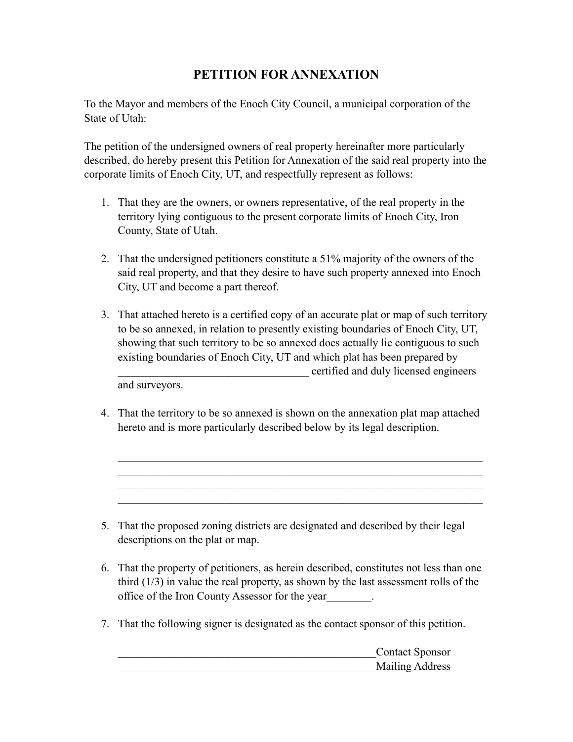# PETITION FOR ANNEXATION

To the Mayor and members of the Enoch City Council, a municipal corporation of the State of Utah:

The petition of the undersigned owners of real property hereinafter more particularly described, do hereby present this Petition for Annexation of the said real property into the corporate limits of Enoch City, UT, and respectfully represent as follows:

1. That they are the owners, or owners representative, of the real property in the territory lying contiguous to the present corporate limits of Enoch City, Iron County, State of Utah.

2. That the undersigned petitioners constitute a 51% majority of the owners of the said real property, and that they desire to have such property annexed into Enoch City, UT and become a part thereof.

3. That attached hereto is a certified copy of an accurate plat or map of such territory to be so annexed, in relation to presently existing boundaries of Enoch City, UT, showing that such territory to be so annexed does actually lie contiguous to such existing boundaries of Enoch City, UT and which plat has been prepared by ___________________________________ certified and duly licensed engineers and surveyors.

4. That the territory to be so annexed is shown on the annexation plat map attached hereto and is more particularly described below by its legal description.

   ____________________________________________________________________
   ____________________________________________________________________
   ____________________________________________________________________
   ____________________________________________________________________

5. That the proposed zoning districts are designated and described by their legal descriptions on the plat or map.

6. That the property of petitioners, as herein described, constitutes not less than one third (1/3) in value the real property, as shown by the last assessment rolls of the office of the Iron County Assessor for the year________.

7. That the following signer is designated as the contact sponsor of this petition.

   _______________________________________________Contact Sponsor
   _______________________________________________Mailing Address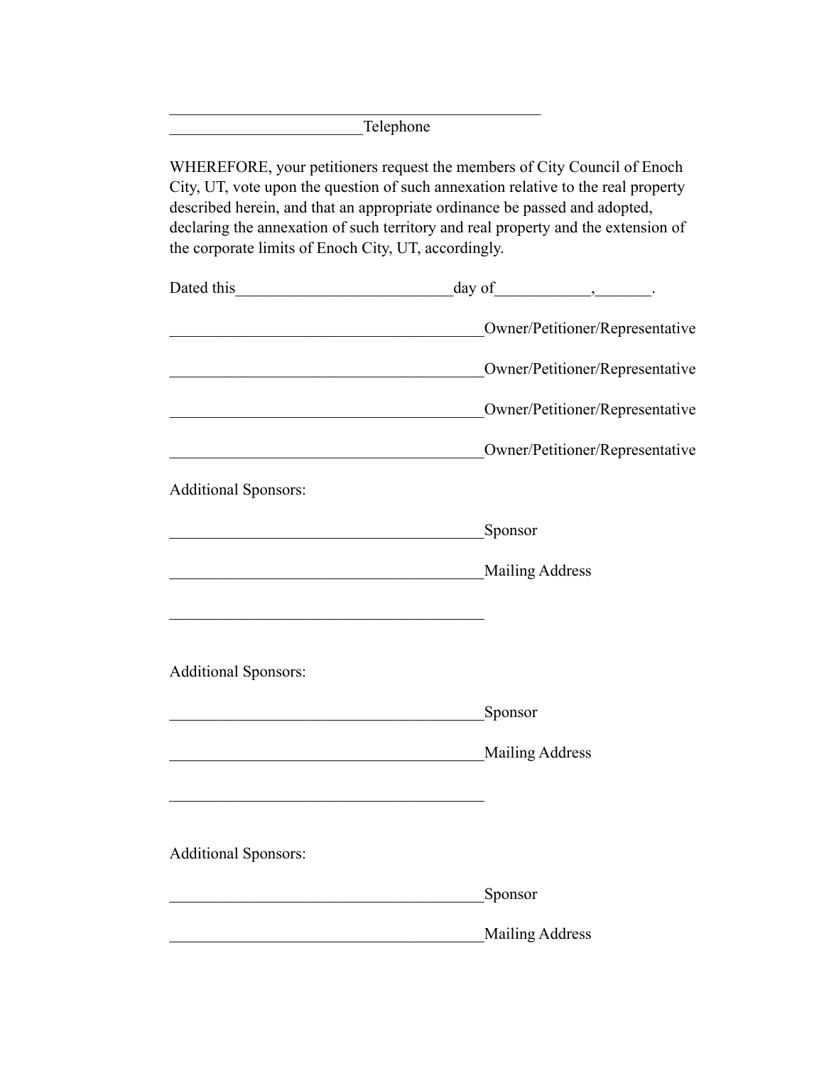\_\_\_\_\_\_\_\_\_\_\_\_\_\_\_\_\_\_\_\_\_\_\_\_\_\_\_\_\_\_\_\_\_\_\_\_\_\_\_\_\_\_\_\_\_\_\_

\_\_\_\_\_\_\_\_\_\_\_\_\_\_\_\_\_\_\_\_\_\_\_\_Telephone

WHEREFORE, your petitioners request the members of City Council of Enoch City, UT, vote upon the question of such annexation relative to the real property described herein, and that an appropriate ordinance be passed and adopted, declaring the annexation of such territory and real property and the extension of the corporate limits of Enoch City, UT, accordingly.

Dated this\_\_\_\_\_\_\_\_\_\_\_\_\_\_\_\_\_\_\_\_\_\_\_\_\_\_\_day of\_\_\_\_\_\_\_\_\_\_\_\_,\_\_\_\_\_\_\_.

\_\_\_\_\_\_\_\_\_\_\_\_\_\_\_\_\_\_\_\_\_\_\_\_\_\_\_\_\_\_\_\_\_\_\_\_\_\_\_Owner/Petitioner/Representative

\_\_\_\_\_\_\_\_\_\_\_\_\_\_\_\_\_\_\_\_\_\_\_\_\_\_\_\_\_\_\_\_\_\_\_\_\_\_\_Owner/Petitioner/Representative

\_\_\_\_\_\_\_\_\_\_\_\_\_\_\_\_\_\_\_\_\_\_\_\_\_\_\_\_\_\_\_\_\_\_\_\_\_\_\_Owner/Petitioner/Representative

\_\_\_\_\_\_\_\_\_\_\_\_\_\_\_\_\_\_\_\_\_\_\_\_\_\_\_\_\_\_\_\_\_\_\_\_\_\_\_Owner/Petitioner/Representative

Additional Sponsors:

\_\_\_\_\_\_\_\_\_\_\_\_\_\_\_\_\_\_\_\_\_\_\_\_\_\_\_\_\_\_\_\_\_\_\_\_\_\_\_Sponsor

\_\_\_\_\_\_\_\_\_\_\_\_\_\_\_\_\_\_\_\_\_\_\_\_\_\_\_\_\_\_\_\_\_\_\_\_\_\_\_Mailing Address

\_\_\_\_\_\_\_\_\_\_\_\_\_\_\_\_\_\_\_\_\_\_\_\_\_\_\_\_\_\_\_\_\_\_\_\_\_\_\_

Additional Sponsors:

\_\_\_\_\_\_\_\_\_\_\_\_\_\_\_\_\_\_\_\_\_\_\_\_\_\_\_\_\_\_\_\_\_\_\_\_\_\_\_Sponsor

\_\_\_\_\_\_\_\_\_\_\_\_\_\_\_\_\_\_\_\_\_\_\_\_\_\_\_\_\_\_\_\_\_\_\_\_\_\_\_Mailing Address

\_\_\_\_\_\_\_\_\_\_\_\_\_\_\_\_\_\_\_\_\_\_\_\_\_\_\_\_\_\_\_\_\_\_\_\_\_\_\_

Additional Sponsors:

\_\_\_\_\_\_\_\_\_\_\_\_\_\_\_\_\_\_\_\_\_\_\_\_\_\_\_\_\_\_\_\_\_\_\_\_\_\_\_Sponsor

\_\_\_\_\_\_\_\_\_\_\_\_\_\_\_\_\_\_\_\_\_\_\_\_\_\_\_\_\_\_\_\_\_\_\_\_\_\_\_Mailing Address